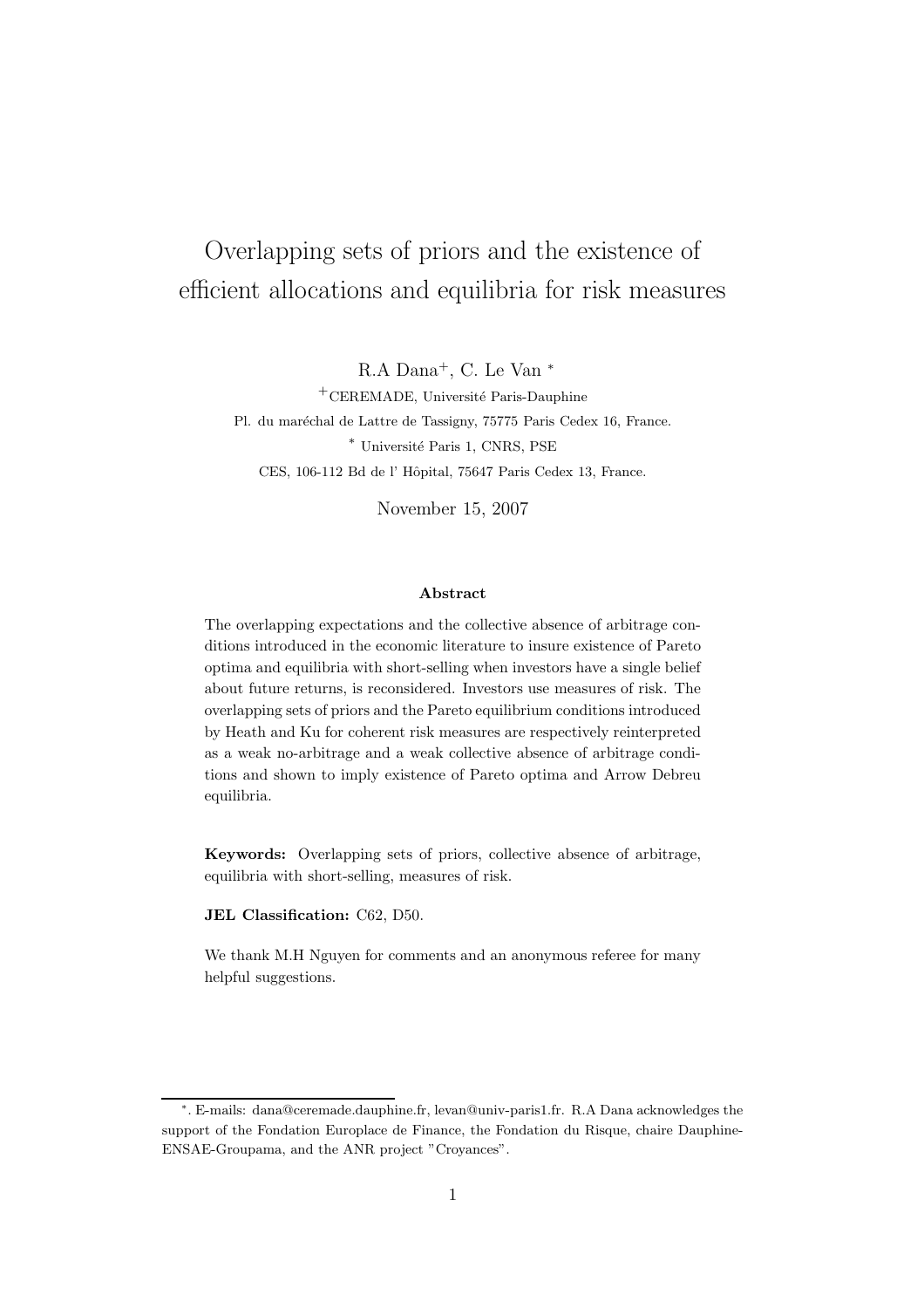# Overlapping sets of priors and the existence of efficient allocations and equilibria for risk measures

R.A Dana[+], C. Le Van [*]

[+]CEREMADE, Université Paris-Dauphine

Pl. du maréchal de Lattre de Tassigny, 75775 Paris Cedex 16, France.

[*] Université Paris 1, CNRS, PSE

CES, 106-112 Bd de l' Hôpital, 75647 Paris Cedex 13, France.

November 15, 2007

**Abstract**

The overlapping expectations and the collective absence of arbitrage conditions introduced in the economic literature to insure existence of Pareto optima and equilibria with short-selling when investors have a single belief about future returns, is reconsidered. Investors use measures of risk. The overlapping sets of priors and the Pareto equilibrium conditions introduced by Heath and Ku for coherent risk measures are respectively reinterpreted as a weak no-arbitrage and a weak collective absence of arbitrage conditions and shown to imply existence of Pareto optima and Arrow Debreu equilibria.

**Keywords:** Overlapping sets of priors, collective absence of arbitrage, equilibria with short-selling, measures of risk.

**JEL Classification:** C62, D50.

We thank M.H Nguyen for comments and an anonymous referee for many helpful suggestions.

---

[*]. E-mails: dana@ceremade.dauphine.fr, levan@univ-paris1.fr. R.A Dana acknowledges the support of the Fondation Europlace de Finance, the Fondation du Risque, chaire Dauphine-ENSAE-Groupama, and the ANR project "Croyances".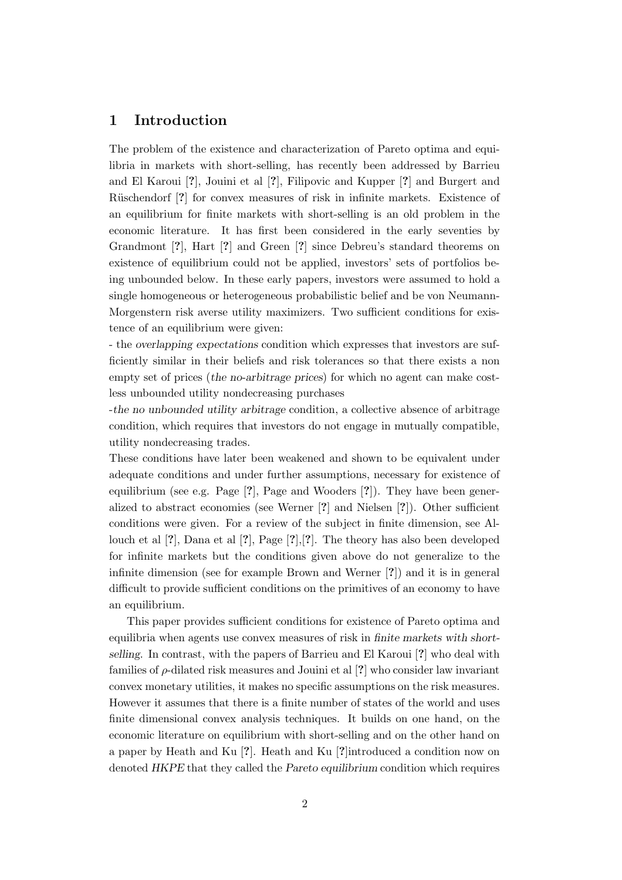# 1 Introduction

The problem of the existence and characterization of Pareto optima and equilibria in markets with short-selling, has recently been addressed by Barrieu and El Karoui [?], Jouini et al [?], Filipovic and Kupper [?] and Burgert and Rüschendorf [?] for convex measures of risk in infinite markets. Existence of an equilibrium for finite markets with short-selling is an old problem in the economic literature. It has first been considered in the early seventies by Grandmont [?], Hart [?] and Green [?] since Debreu's standard theorems on existence of equilibrium could not be applied, investors' sets of portfolios being unbounded below. In these early papers, investors were assumed to hold a single homogeneous or heterogeneous probabilistic belief and be von Neumann-Morgenstern risk averse utility maximizers. Two sufficient conditions for existence of an equilibrium were given:

- the *overlapping expectations* condition which expresses that investors are sufficiently similar in their beliefs and risk tolerances so that there exists a non empty set of prices (*the no-arbitrage prices*) for which no agent can make costless unbounded utility nondecreasing purchases

-*the no unbounded utility arbitrage* condition, a collective absence of arbitrage condition, which requires that investors do not engage in mutually compatible, utility nondecreasing trades.

These conditions have later been weakened and shown to be equivalent under adequate conditions and under further assumptions, necessary for existence of equilibrium (see e.g. Page [?], Page and Wooders [?]). They have been generalized to abstract economies (see Werner [?] and Nielsen [?]). Other sufficient conditions were given. For a review of the subject in finite dimension, see Allouch et al [?], Dana et al [?], Page [?],[?]. The theory has also been developed for infinite markets but the conditions given above do not generalize to the infinite dimension (see for example Brown and Werner [?]) and it is in general difficult to provide sufficient conditions on the primitives of an economy to have an equilibrium.

This paper provides sufficient conditions for existence of Pareto optima and equilibria when agents use convex measures of risk in *finite markets with short-selling*. In contrast, with the papers of Barrieu and El Karoui [?] who deal with families of $\rho$-dilated risk measures and Jouini et al [?] who consider law invariant convex monetary utilities, it makes no specific assumptions on the risk measures. However it assumes that there is a finite number of states of the world and uses finite dimensional convex analysis techniques. It builds on one hand, on the economic literature on equilibrium with short-selling and on the other hand on a paper by Heath and Ku [?]. Heath and Ku [?]introduced a condition now on denoted *HKPE* that they called the *Pareto equilibrium* condition which requires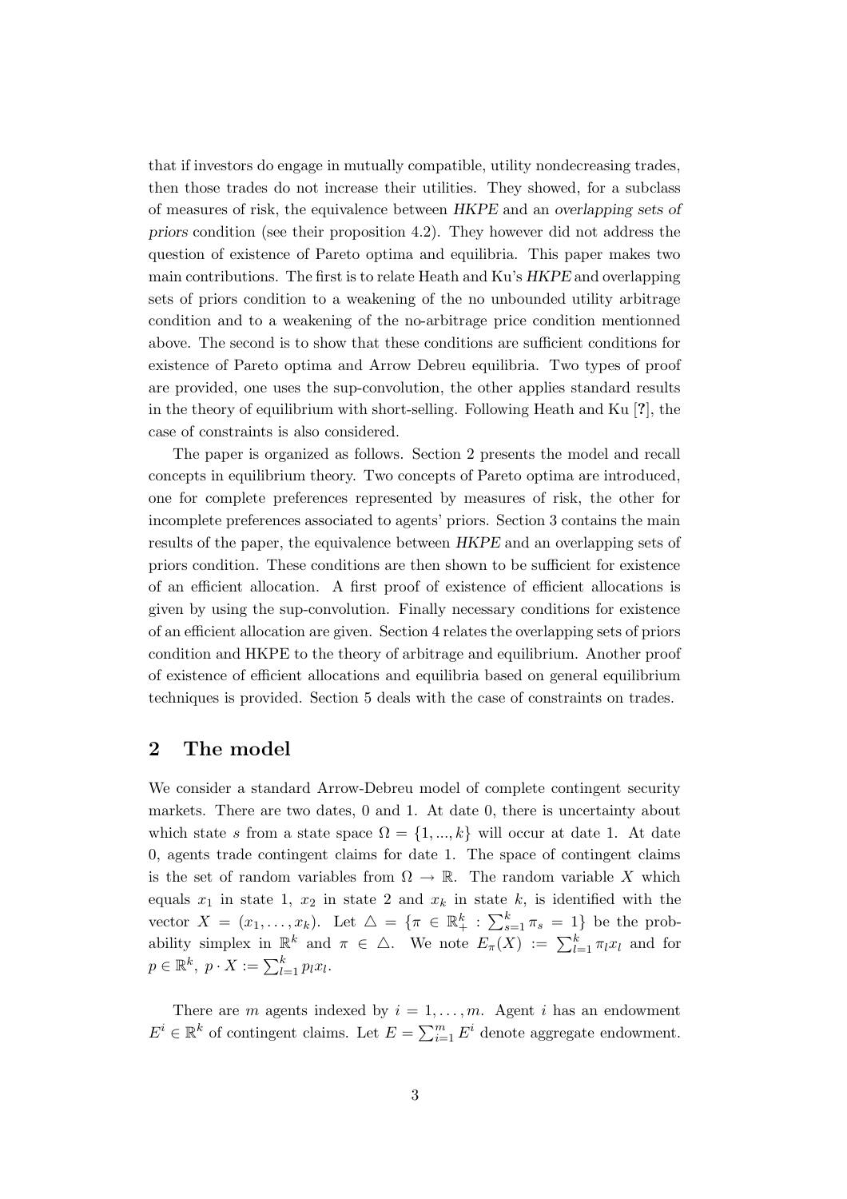that if investors do engage in mutually compatible, utility nondecreasing trades, then those trades do not increase their utilities. They showed, for a subclass of measures of risk, the equivalence between *HKPE* and an *overlapping sets of priors* condition (see their proposition 4.2). They however did not address the question of existence of Pareto optima and equilibria. This paper makes two main contributions. The first is to relate Heath and Ku's *HKPE* and overlapping sets of priors condition to a weakening of the no unbounded utility arbitrage condition and to a weakening of the no-arbitrage price condition mentionned above. The second is to show that these conditions are sufficient conditions for existence of Pareto optima and Arrow Debreu equilibria. Two types of proof are provided, one uses the sup-convolution, the other applies standard results in the theory of equilibrium with short-selling. Following Heath and Ku [**?**], the case of constraints is also considered.

The paper is organized as follows. Section 2 presents the model and recall concepts in equilibrium theory. Two concepts of Pareto optima are introduced, one for complete preferences represented by measures of risk, the other for incomplete preferences associated to agents' priors. Section 3 contains the main results of the paper, the equivalence between *HKPE* and an overlapping sets of priors condition. These conditions are then shown to be sufficient for existence of an efficient allocation. A first proof of existence of efficient allocations is given by using the sup-convolution. Finally necessary conditions for existence of an efficient allocation are given. Section 4 relates the overlapping sets of priors condition and HKPE to the theory of arbitrage and equilibrium. Another proof of existence of efficient allocations and equilibria based on general equilibrium techniques is provided. Section 5 deals with the case of constraints on trades.

## 2 The model

We consider a standard Arrow-Debreu model of complete contingent security markets. There are two dates, 0 and 1. At date 0, there is uncertainty about which state $s$ from a state space $\Omega = \{1, ..., k\}$ will occur at date 1. At date 0, agents trade contingent claims for date 1. The space of contingent claims is the set of random variables from $\Omega \to \mathbb{R}$. The random variable $X$ which equals $x_1$ in state 1, $x_2$ in state 2 and $x_k$ in state $k$, is identified with the vector $X = (x_1, \ldots, x_k)$. Let $\triangle = \{\pi \in \mathbb{R}^k_+ : \sum_{s=1}^k \pi_s = 1\}$ be the probability simplex in $\mathbb{R}^k$ and $\pi \in \triangle$. We note $E_\pi(X) := \sum_{l=1}^k \pi_l x_l$ and for $p \in \mathbb{R}^k$, $p \cdot X := \sum_{l=1}^k p_l x_l$.

There are $m$ agents indexed by $i = 1, \ldots, m$. Agent $i$ has an endowment $E^i \in \mathbb{R}^k$ of contingent claims. Let $E = \sum_{i=1}^m E^i$ denote aggregate endowment.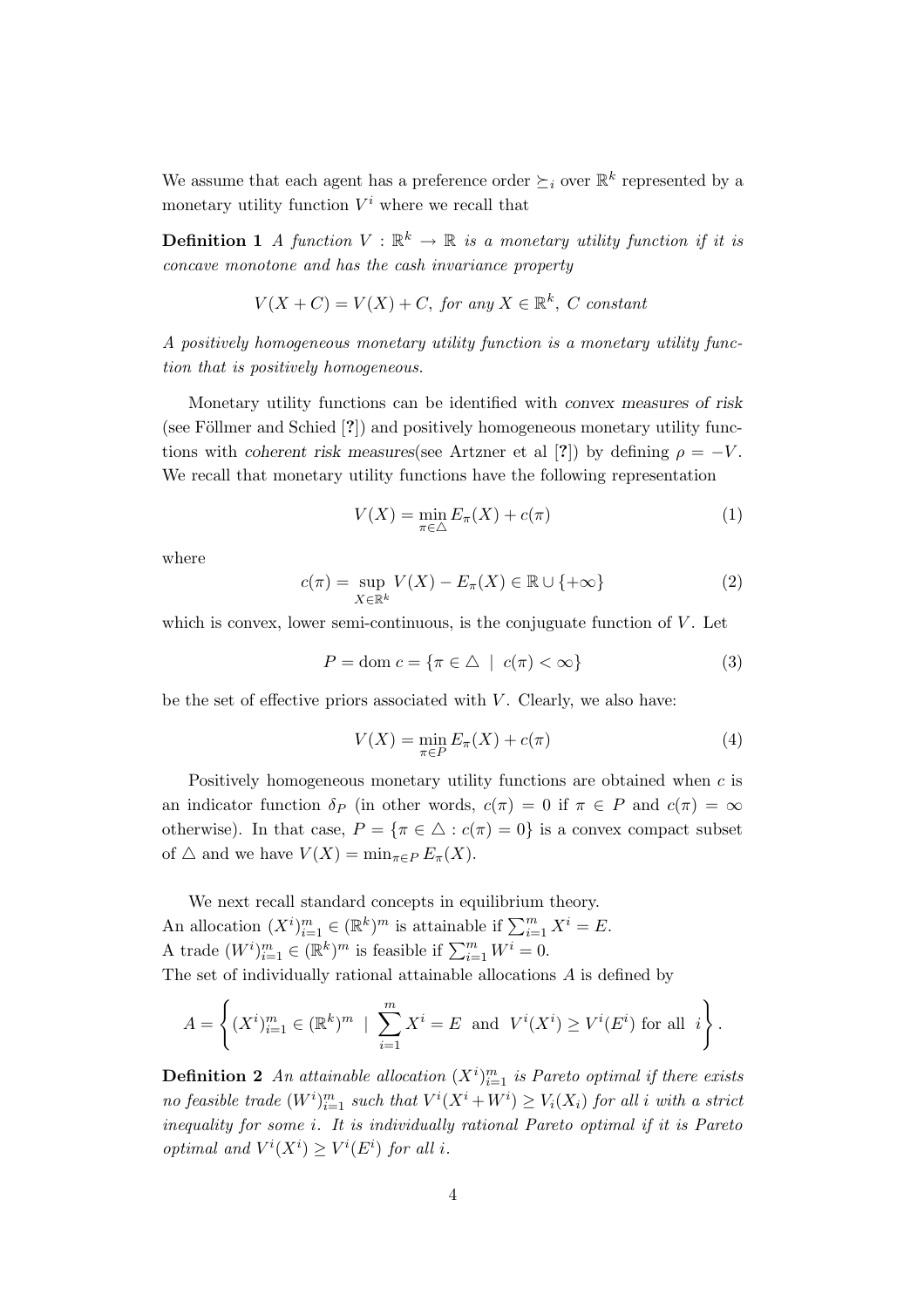We assume that each agent has a preference order $\succeq_i$ over $\mathbb{R}^k$ represented by a monetary utility function $V^i$ where we recall that

**Definition 1** *A function $V : \mathbb{R}^k \to \mathbb{R}$ is a monetary utility function if it is concave monotone and has the cash invariance property*

$$V(X + C) = V(X) + C, \text{ for any } X \in \mathbb{R}^k,\ C \text{ constant}$$

*A positively homogeneous monetary utility function is a monetary utility function that is positively homogeneous.*

Monetary utility functions can be identified with *convex measures of risk* (see Föllmer and Schied [?]) and positively homogeneous monetary utility functions with *coherent risk measures*(see Artzner et al [?]) by defining $\rho = -V$. We recall that monetary utility functions have the following representation

$$V(X) = \min_{\pi \in \triangle} E_\pi(X) + c(\pi) \tag{1}$$

where

$$c(\pi) = \sup_{X \in \mathbb{R}^k} V(X) - E_\pi(X) \in \mathbb{R} \cup \{+\infty\} \tag{2}$$

which is convex, lower semi-continuous, is the conjuguate function of $V$. Let

$$P = \text{dom } c = \{\pi \in \triangle \ \mid \ c(\pi) < \infty\} \tag{3}$$

be the set of effective priors associated with $V$. Clearly, we also have:

$$V(X) = \min_{\pi \in P} E_\pi(X) + c(\pi) \tag{4}$$

Positively homogeneous monetary utility functions are obtained when $c$ is an indicator function $\delta_P$ (in other words, $c(\pi) = 0$ if $\pi \in P$ and $c(\pi) = \infty$ otherwise). In that case, $P = \{\pi \in \triangle : c(\pi) = 0\}$ is a convex compact subset of $\triangle$ and we have $V(X) = \min_{\pi \in P} E_\pi(X)$.

We next recall standard concepts in equilibrium theory.
An allocation $(X^i)_{i=1}^m \in (\mathbb{R}^k)^m$ is attainable if $\sum_{i=1}^m X^i = E$.
A trade $(W^i)_{i=1}^m \in (\mathbb{R}^k)^m$ is feasible if $\sum_{i=1}^m W^i = 0$.
The set of individually rational attainable allocations $A$ is defined by

$$A = \left\{ (X^i)_{i=1}^m \in (\mathbb{R}^k)^m \ \mid \ \sum_{i=1}^m X^i = E \ \text{ and } \ V^i(X^i) \geq V^i(E^i) \text{ for all } \ i \right\}.$$

**Definition 2** *An attainable allocation $(X^i)_{i=1}^m$ is Pareto optimal if there exists no feasible trade $(W^i)_{i=1}^m$ such that $V^i(X^i + W^i) \geq V_i(X_i)$ for all $i$ with a strict inequality for some $i$. It is individually rational Pareto optimal if it is Pareto optimal and $V^i(X^i) \geq V^i(E^i)$ for all $i$.*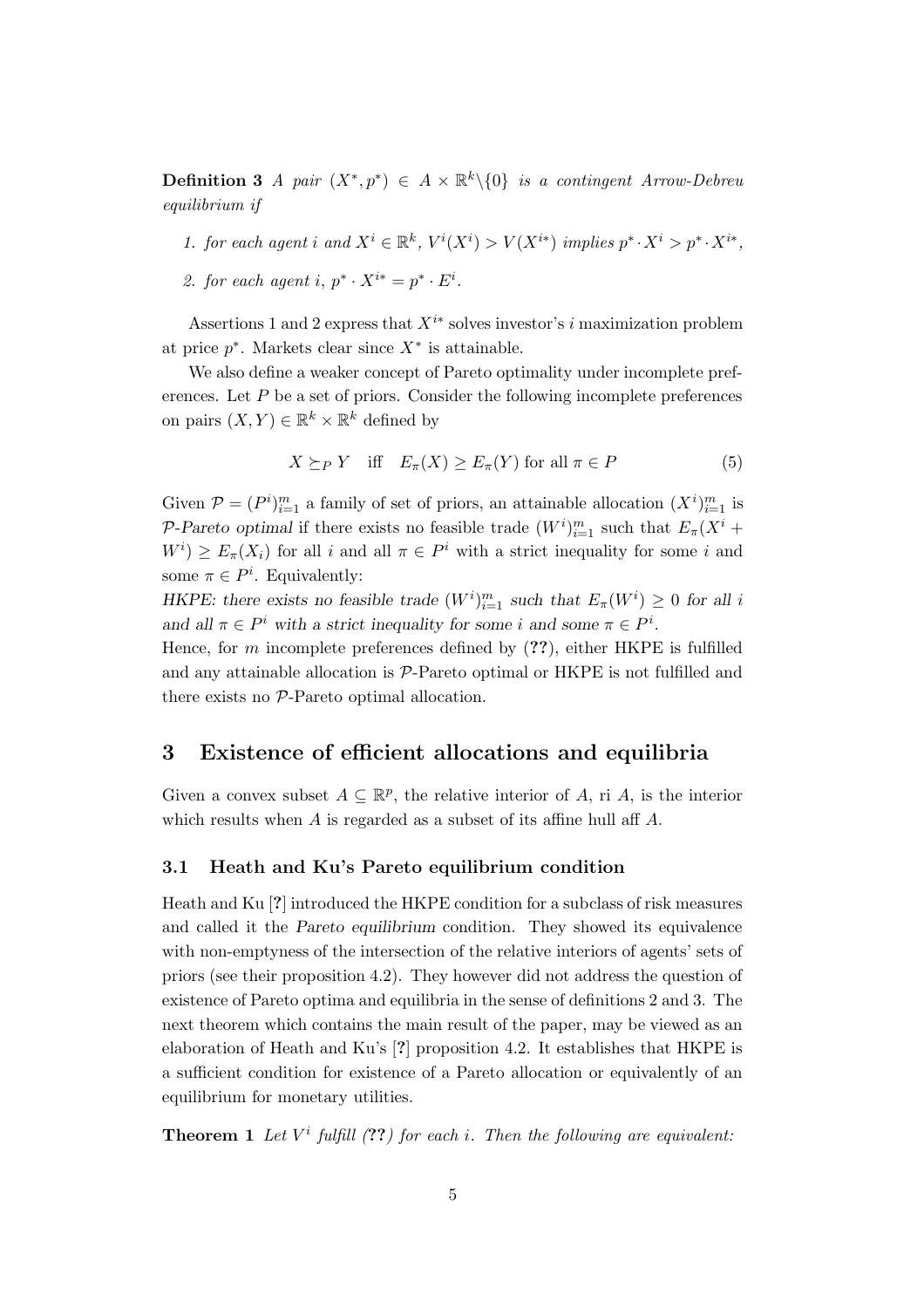**Definition 3** *A pair $(X^*, p^*) \in A \times \mathbb{R}^k \backslash \{0\}$ is a contingent Arrow-Debreu equilibrium if*

1. *for each agent $i$ and $X^i \in \mathbb{R}^k$, $V^i(X^i) > V(X^{i*})$ implies $p^* \cdot X^i > p^* \cdot X^{i*}$,*
2. *for each agent $i$, $p^* \cdot X^{i*} = p^* \cdot E^i$.*

Assertions 1 and 2 express that $X^{i*}$ solves investor's $i$ maximization problem at price $p^*$. Markets clear since $X^*$ is attainable.

We also define a weaker concept of Pareto optimality under incomplete preferences. Let $P$ be a set of priors. Consider the following incomplete preferences on pairs $(X, Y) \in \mathbb{R}^k \times \mathbb{R}^k$ defined by

$$X \succeq_P Y \quad \text{iff} \quad E_\pi(X) \geq E_\pi(Y) \text{ for all } \pi \in P \tag{5}$$

Given $\mathcal{P} = (P^i)_{i=1}^m$ a family of set of priors, an attainable allocation $(X^i)_{i=1}^m$ is *$\mathcal{P}$-Pareto optimal* if there exists no feasible trade $(W^i)_{i=1}^m$ such that $E_\pi(X^i + W^i) \geq E_\pi(X_i)$ for all $i$ and all $\pi \in P^i$ with a strict inequality for some $i$ and some $\pi \in P^i$. Equivalently:

*HKPE: there exists no feasible trade $(W^i)_{i=1}^m$ such that $E_\pi(W^i) \geq 0$ for all $i$ and all $\pi \in P^i$ with a strict inequality for some $i$ and some $\pi \in P^i$.*

Hence, for $m$ incomplete preferences defined by (**??**), either HKPE is fulfilled and any attainable allocation is $\mathcal{P}$-Pareto optimal or HKPE is not fulfilled and there exists no $\mathcal{P}$-Pareto optimal allocation.

## 3 Existence of efficient allocations and equilibria

Given a convex subset $A \subseteq \mathbb{R}^p$, the relative interior of $A$, ri $A$, is the interior which results when $A$ is regarded as a subset of its affine hull aff $A$.

### 3.1 Heath and Ku's Pareto equilibrium condition

Heath and Ku [**?**] introduced the HKPE condition for a subclass of risk measures and called it the *Pareto equilibrium* condition. They showed its equivalence with non-emptyness of the intersection of the relative interiors of agents' sets of priors (see their proposition 4.2). They however did not address the question of existence of Pareto optima and equilibria in the sense of definitions 2 and 3. The next theorem which contains the main result of the paper, may be viewed as an elaboration of Heath and Ku's [**?**] proposition 4.2. It establishes that HKPE is a sufficient condition for existence of a Pareto allocation or equivalently of an equilibrium for monetary utilities.

**Theorem 1** *Let $V^i$ fulfill (**??**) for each $i$. Then the following are equivalent:*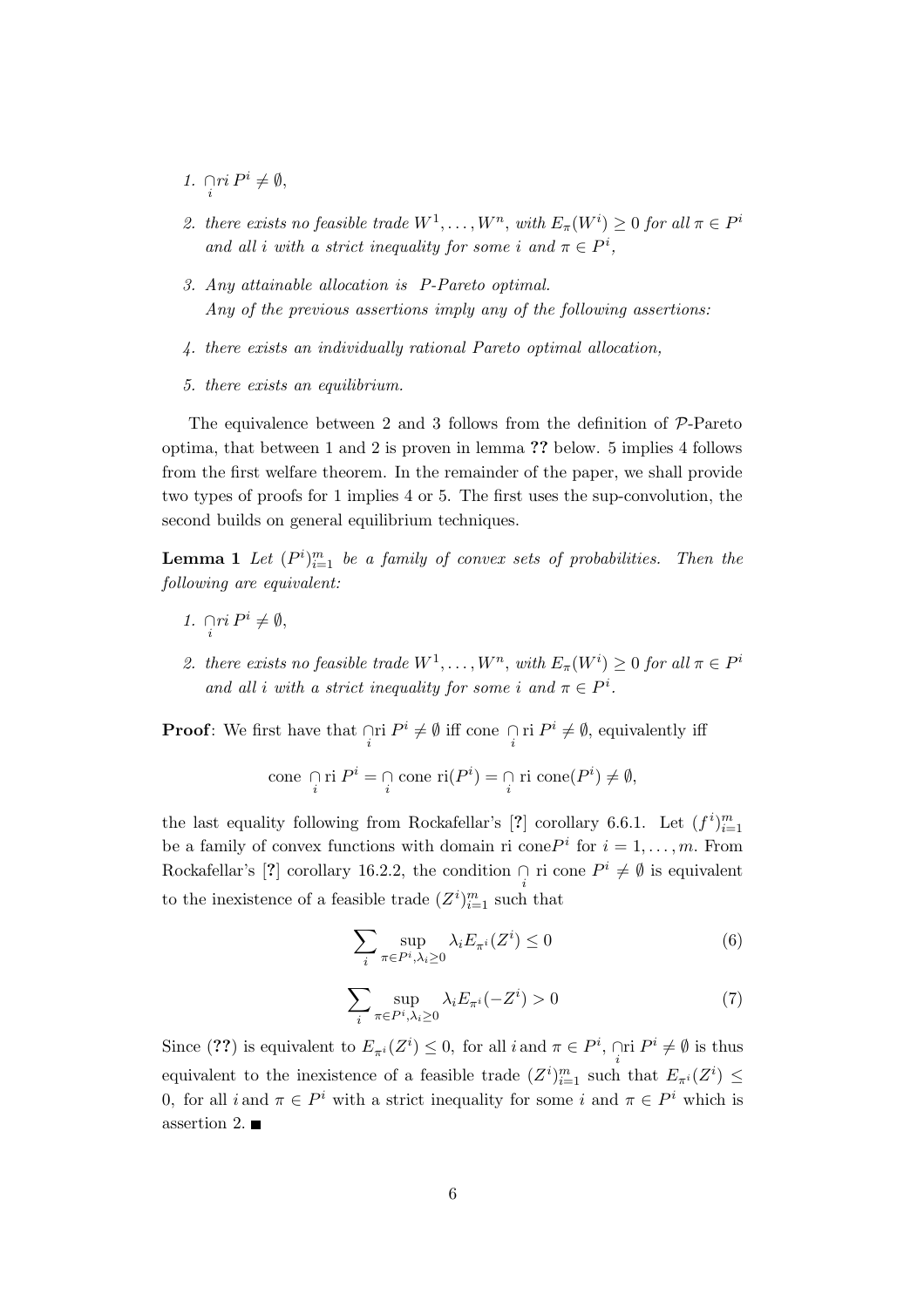1. $\bigcap_i ri\ P^i \neq \emptyset$,
2. *there exists no feasible trade $W^1, \ldots, W^n$, with $E_\pi(W^i) \geq 0$ for all $\pi \in P^i$ and all $i$ with a strict inequality for some $i$ and $\pi \in P^i$,*
3. *Any attainable allocation is $P$-Pareto optimal.*
   *Any of the previous assertions imply any of the following assertions:*
4. *there exists an individually rational Pareto optimal allocation,*
5. *there exists an equilibrium.*

The equivalence between 2 and 3 follows from the definition of $\mathcal{P}$-Pareto optima, that between 1 and 2 is proven in lemma **??** below. 5 implies 4 follows from the first welfare theorem. In the remainder of the paper, we shall provide two types of proofs for 1 implies 4 or 5. The first uses the sup-convolution, the second builds on general equilibrium techniques.

**Lemma 1** *Let $(P^i)_{i=1}^m$ be a family of convex sets of probabilities. Then the following are equivalent:*

1. $\bigcap_i ri\ P^i \neq \emptyset$,
2. *there exists no feasible trade $W^1, \ldots, W^n$, with $E_\pi(W^i) \geq 0$ for all $\pi \in P^i$ and all $i$ with a strict inequality for some $i$ and $\pi \in P^i$.*

**Proof**: We first have that $\bigcap_i \text{ri } P^i \neq \emptyset$ iff cone $\bigcap_i \text{ri } P^i \neq \emptyset$, equivalently iff

$$\text{cone } \bigcap_i \text{ri } P^i = \bigcap_i \text{cone ri}(P^i) = \bigcap_i \text{ri cone}(P^i) \neq \emptyset,$$

the last equality following from Rockafellar's [?] corollary 6.6.1. Let $(f^i)_{i=1}^m$ be a family of convex functions with domain ri cone$P^i$ for $i = 1, \ldots, m$. From Rockafellar's [?] corollary 16.2.2, the condition $\bigcap_i$ ri cone $P^i \neq \emptyset$ is equivalent to the inexistence of a feasible trade $(Z^i)_{i=1}^m$ such that

$$\sum_i \sup_{\pi \in P^i, \lambda_i \geq 0} \lambda_i E_{\pi^i}(Z^i) \leq 0 \tag{6}$$

$$\sum_i \sup_{\pi \in P^i, \lambda_i \geq 0} \lambda_i E_{\pi^i}(-Z^i) > 0 \tag{7}$$

Since (**??**) is equivalent to $E_{\pi^i}(Z^i) \leq 0$, for all $i$ and $\pi \in P^i$, $\bigcap_i \text{ri } P^i \neq \emptyset$ is thus equivalent to the inexistence of a feasible trade $(Z^i)_{i=1}^m$ such that $E_{\pi^i}(Z^i) \leq 0$, for all $i$ and $\pi \in P^i$ with a strict inequality for some $i$ and $\pi \in P^i$ which is assertion 2. ∎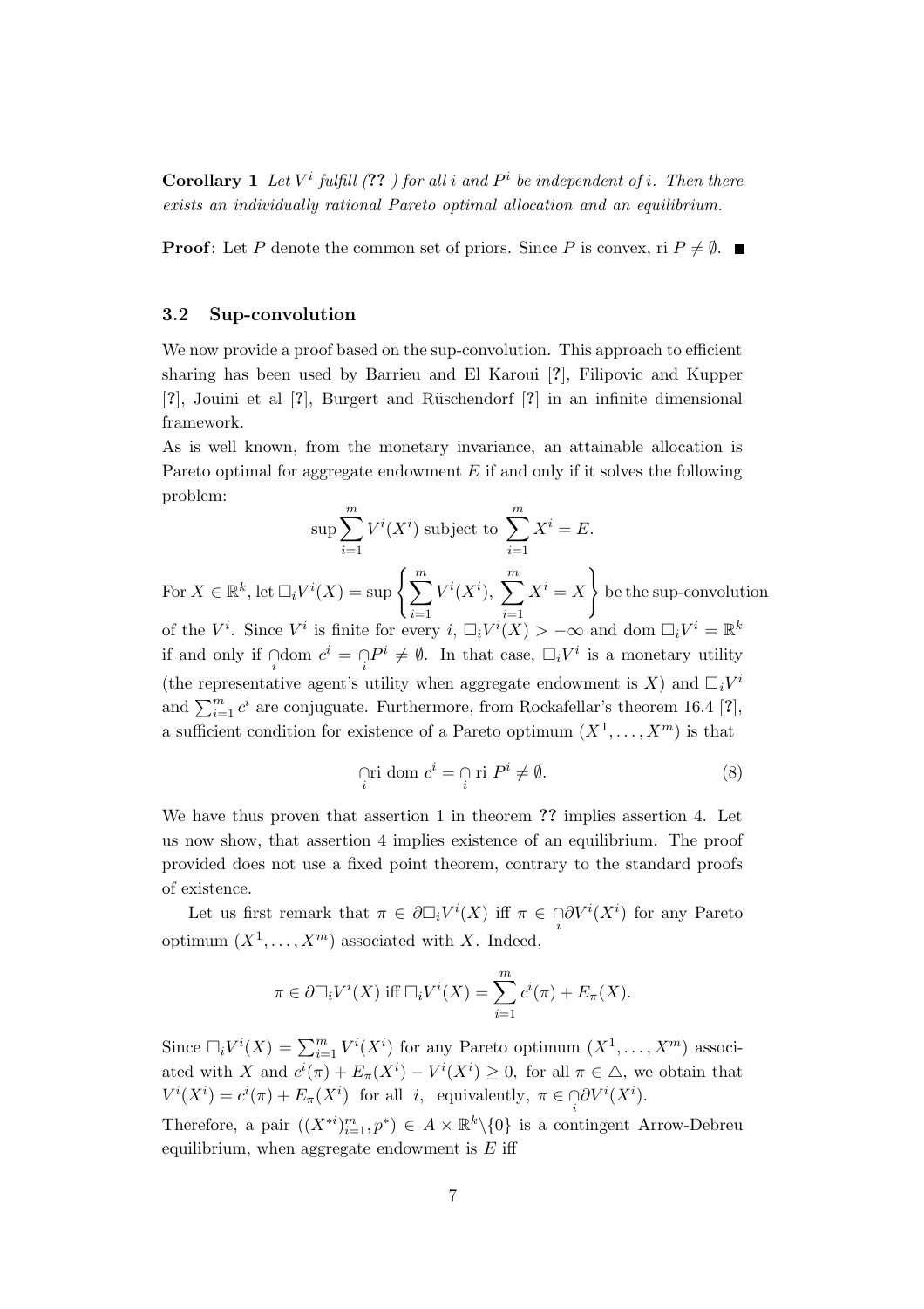**Corollary 1** *Let $V^i$ fulfill (**??** ) for all $i$ and $P^i$ be independent of $i$. Then there exists an individually rational Pareto optimal allocation and an equilibrium.*

**Proof**: Let $P$ denote the common set of priors. Since $P$ is convex, ri $P \neq \emptyset$. ■

### 3.2 Sup-convolution

We now provide a proof based on the sup-convolution. This approach to efficient sharing has been used by Barrieu and El Karoui [**?**], Filipovic and Kupper [**?**], Jouini et al [**?**], Burgert and Rüschendorf [**?**] in an infinite dimensional framework.

As is well known, from the monetary invariance, an attainable allocation is Pareto optimal for aggregate endowment $E$ if and only if it solves the following problem:

$$\sup \sum_{i=1}^{m} V^i(X^i) \text{ subject to } \sum_{i=1}^{m} X^i = E.$$

For $X \in \mathbb{R}^k$, let $\Box_i V^i(X) = \sup \left\{ \sum_{i=1}^{m} V^i(X^i), \ \sum_{i=1}^{m} X^i = X \right\}$ be the sup-convolution of the $V^i$. Since $V^i$ is finite for every $i$, $\Box_i V^i(X) > -\infty$ and dom $\Box_i V^i = \mathbb{R}^k$ if and only if $\underset{i}{\cap}\text{dom } c^i = \underset{i}{\cap} P^i \neq \emptyset$. In that case, $\Box_i V^i$ is a monetary utility (the representative agent's utility when aggregate endowment is $X$) and $\Box_i V^i$ and $\sum_{i=1}^{m} c^i$ are conjuguate. Furthermore, from Rockafellar's theorem 16.4 [**?**], a sufficient condition for existence of a Pareto optimum $(X^1, \ldots, X^m)$ is that

$$\underset{i}{\cap}\text{ri dom } c^i = \underset{i}{\cap} \text{ ri } P^i \neq \emptyset. \tag{8}$$

We have thus proven that assertion 1 in theorem **??** implies assertion 4. Let us now show, that assertion 4 implies existence of an equilibrium. The proof provided does not use a fixed point theorem, contrary to the standard proofs of existence.

Let us first remark that $\pi \in \partial \Box_i V^i(X)$ iff $\pi \in \underset{i}{\cap} \partial V^i(X^i)$ for any Pareto optimum $(X^1, \ldots, X^m)$ associated with $X$. Indeed,

$$\pi \in \partial \Box_i V^i(X) \text{ iff } \Box_i V^i(X) = \sum_{i=1}^{m} c^i(\pi) + E_\pi(X).$$

Since $\Box_i V^i(X) = \sum_{i=1}^{m} V^i(X^i)$ for any Pareto optimum $(X^1, \ldots, X^m)$ associated with $X$ and $c^i(\pi) + E_\pi(X^i) - V^i(X^i) \geq 0$, for all $\pi \in \triangle$, we obtain that $V^i(X^i) = c^i(\pi) + E_\pi(X^i)$ for all $i$, equivalently, $\pi \in \underset{i}{\cap} \partial V^i(X^i)$.

Therefore, a pair $((X^{*i})_{i=1}^m, p^*) \in A \times \mathbb{R}^k \backslash \{0\}$ is a contingent Arrow-Debreu equilibrium, when aggregate endowment is $E$ iff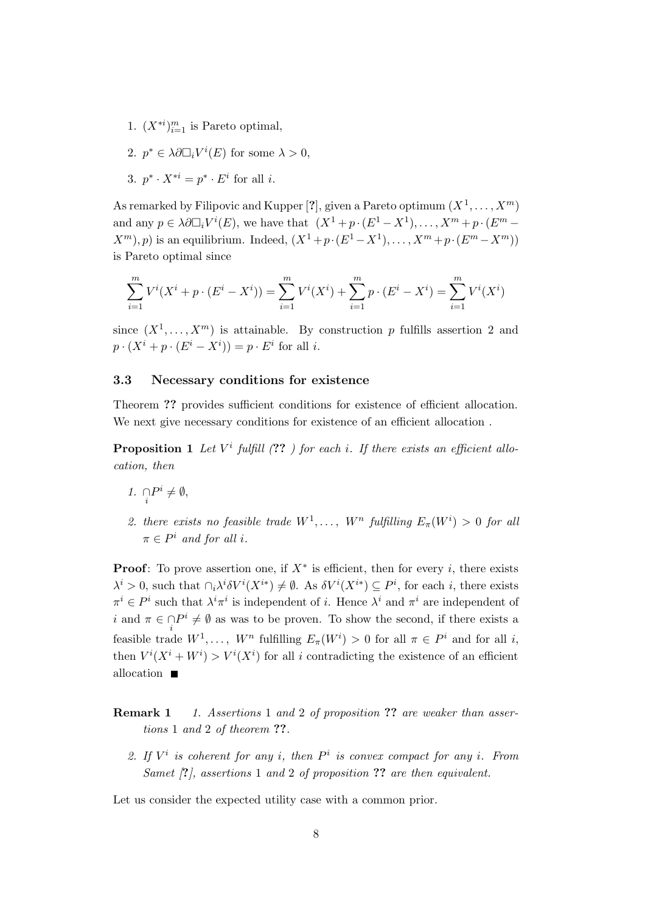1. $(X^{*i})_{i=1}^m$ is Pareto optimal,
2. $p^* \in \lambda\partial\Box_i V^i(E)$ for some $\lambda > 0$,
3. $p^* \cdot X^{*i} = p^* \cdot E^i$ for all $i$.

As remarked by Filipovic and Kupper [?], given a Pareto optimum $(X^1, \dots, X^m)$ and any $p \in \lambda\partial\Box_i V^i(E)$, we have that $(X^1 + p\cdot(E^1 - X^1), \dots, X^m + p\cdot(E^m - X^m), p)$ is an equilibrium. Indeed, $(X^1 + p\cdot(E^1 - X^1), \dots, X^m + p\cdot(E^m - X^m))$ is Pareto optimal since

$$\sum_{i=1}^m V^i(X^i + p\cdot(E^i - X^i)) = \sum_{i=1}^m V^i(X^i) + \sum_{i=1}^m p\cdot(E^i - X^i) = \sum_{i=1}^m V^i(X^i)$$

since $(X^1, \dots, X^m)$ is attainable. By construction $p$ fulfills assertion 2 and $p\cdot(X^i + p\cdot(E^i - X^i)) = p\cdot E^i$ for all $i$.

### 3.3 Necessary conditions for existence

Theorem **??** provides sufficient conditions for existence of efficient allocation. We next give necessary conditions for existence of an efficient allocation .

**Proposition 1** *Let $V^i$ fulfill (**??** ) for each $i$. If there exists an efficient allocation, then*

1. $\underset{i}{\cap} P^i \neq \emptyset$,
2. *there exists no feasible trade $W^1, \dots, W^n$ fulfilling $E_\pi(W^i) > 0$ for all $\pi \in P^i$ and for all $i$.*

**Proof**: To prove assertion one, if $X^*$ is efficient, then for every $i$, there exists $\lambda^i > 0$, such that $\cap_i \lambda^i \delta V^i(X^{i*}) \neq \emptyset$. As $\delta V^i(X^{i*}) \subseteq P^i$, for each $i$, there exists $\pi^i \in P^i$ such that $\lambda^i \pi^i$ is independent of $i$. Hence $\lambda^i$ and $\pi^i$ are independent of $i$ and $\pi \in \underset{i}{\cap} P^i \neq \emptyset$ as was to be proven. To show the second, if there exists a feasible trade $W^1, \dots, W^n$ fulfilling $E_\pi(W^i) > 0$ for all $\pi \in P^i$ and for all $i$, then $V^i(X^i + W^i) > V^i(X^i)$ for all $i$ contradicting the existence of an efficient allocation ■

**Remark 1**

1. *Assertions* 1 *and* 2 *of proposition* **??** *are weaker than assertions* 1 *and* 2 *of theorem* **??**.
2. *If $V^i$ is coherent for any $i$, then $P^i$ is convex compact for any $i$. From Samet [?], assertions* 1 *and* 2 *of proposition* **??** *are then equivalent.*

Let us consider the expected utility case with a common prior.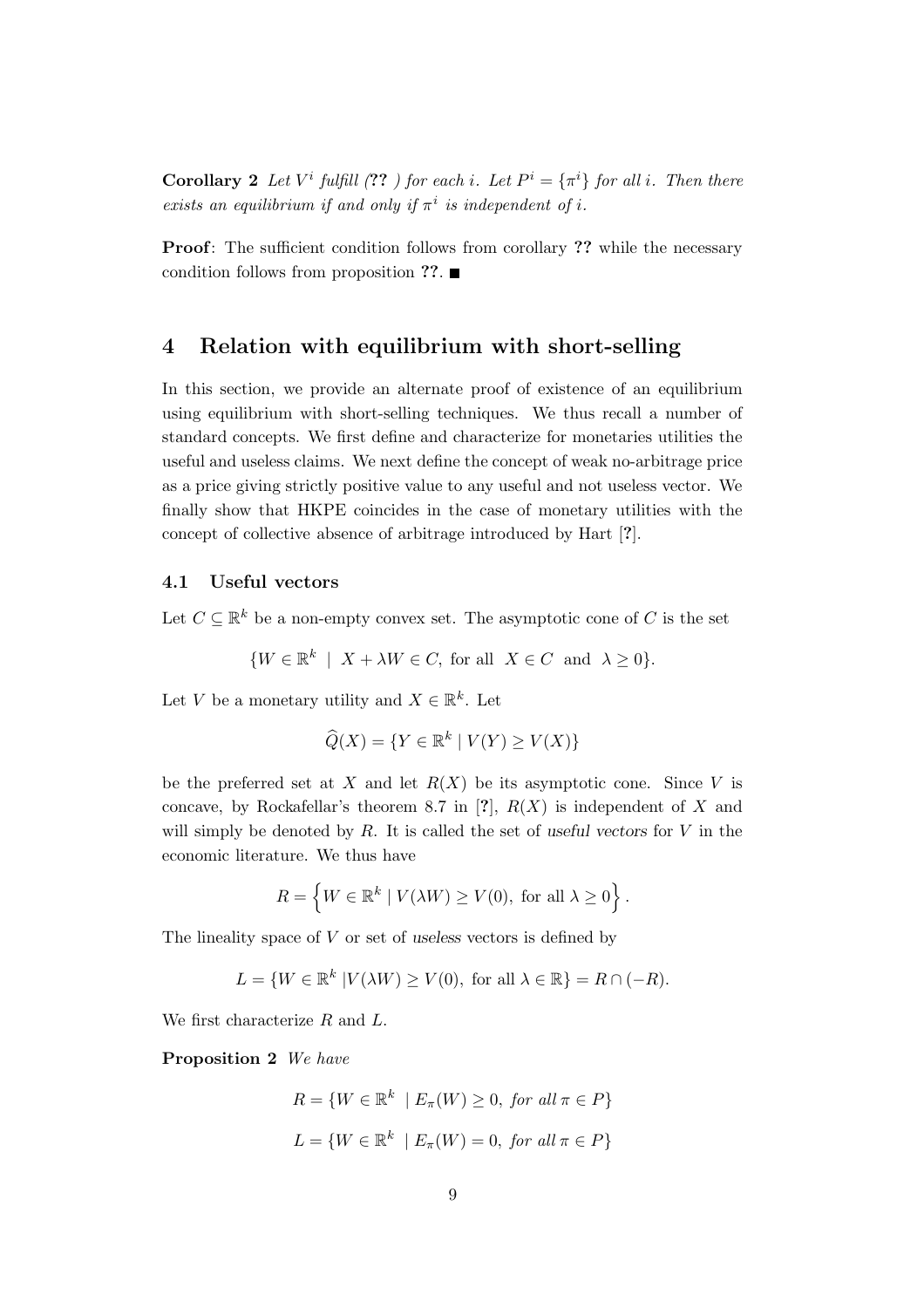**Corollary 2** *Let $V^i$ fulfill (**??** ) for each $i$. Let $P^i = \{\pi^i\}$ for all $i$. Then there exists an equilibrium if and only if $\pi^i$ is independent of $i$.*

**Proof**: The sufficient condition follows from corollary **??** while the necessary condition follows from proposition **??**. ■

## 4 Relation with equilibrium with short-selling

In this section, we provide an alternate proof of existence of an equilibrium using equilibrium with short-selling techniques. We thus recall a number of standard concepts. We first define and characterize for monetaries utilities the useful and useless claims. We next define the concept of weak no-arbitrage price as a price giving strictly positive value to any useful and not useless vector. We finally show that HKPE coincides in the case of monetary utilities with the concept of collective absence of arbitrage introduced by Hart [**?**].

### 4.1 Useful vectors

Let $C \subseteq \mathbb{R}^k$ be a non-empty convex set. The asymptotic cone of $C$ is the set

$$\{W \in \mathbb{R}^k \ \mid \ X + \lambda W \in C, \text{ for all } \ X \in C \ \text{ and } \ \lambda \geq 0\}.$$

Let $V$ be a monetary utility and $X \in \mathbb{R}^k$. Let

$$\widehat{Q}(X) = \{Y \in \mathbb{R}^k \mid V(Y) \geq V(X)\}$$

be the preferred set at $X$ and let $R(X)$ be its asymptotic cone. Since $V$ is concave, by Rockafellar's theorem 8.7 in [**?**], $R(X)$ is independent of $X$ and will simply be denoted by $R$. It is called the set of *useful vectors* for $V$ in the economic literature. We thus have

$$R = \left\{W \in \mathbb{R}^k \mid V(\lambda W) \geq V(0), \text{ for all } \lambda \geq 0\right\}.$$

The lineality space of $V$ or set of *useless* vectors is defined by

$$L = \{W \in \mathbb{R}^k \ |V(\lambda W) \geq V(0), \text{ for all } \lambda \in \mathbb{R}\} = R \cap (-R).$$

We first characterize $R$ and $L$.

**Proposition 2** *We have*

$$R = \{W \in \mathbb{R}^k \ \mid E_\pi(W) \geq 0, \text{ for all } \pi \in P\}$$

$$L = \{W \in \mathbb{R}^k \ \mid E_\pi(W) = 0, \text{ for all } \pi \in P\}$$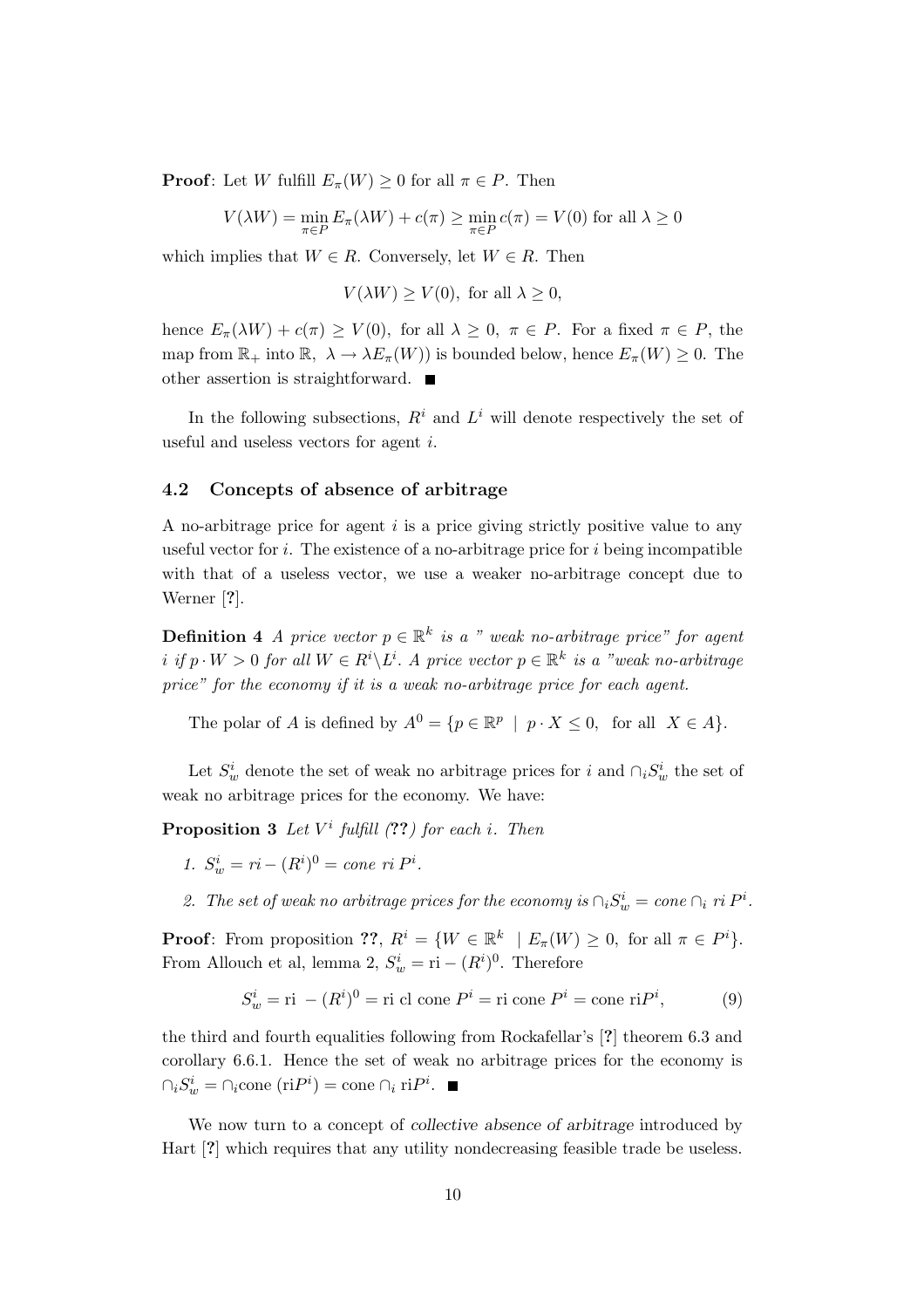**Proof**: Let $W$ fulfill $E_\pi(W) \geq 0$ for all $\pi \in P$. Then

$$V(\lambda W) = \min_{\pi \in P} E_\pi(\lambda W) + c(\pi) \geq \min_{\pi \in P} c(\pi) = V(0) \text{ for all } \lambda \geq 0$$

which implies that $W \in R$. Conversely, let $W \in R$. Then

$$V(\lambda W) \geq V(0), \text{ for all } \lambda \geq 0,$$

hence $E_\pi(\lambda W) + c(\pi) \geq V(0)$, for all $\lambda \geq 0$, $\pi \in P$. For a fixed $\pi \in P$, the map from $\mathbb{R}_+$ into $\mathbb{R}$, $\lambda \to \lambda E_\pi(W))$ is bounded below, hence $E_\pi(W) \geq 0$. The other assertion is straightforward. ■

In the following subsections, $R^i$ and $L^i$ will denote respectively the set of useful and useless vectors for agent $i$.

### 4.2 Concepts of absence of arbitrage

A no-arbitrage price for agent $i$ is a price giving strictly positive value to any useful vector for $i$. The existence of a no-arbitrage price for $i$ being incompatible with that of a useless vector, we use a weaker no-arbitrage concept due to Werner [?].

**Definition 4** *A price vector $p \in \mathbb{R}^k$ is a " weak no-arbitrage price" for agent $i$ if $p \cdot W > 0$ for all $W \in R^i \backslash L^i$. A price vector $p \in \mathbb{R}^k$ is a "weak no-arbitrage price" for the economy if it is a weak no-arbitrage price for each agent.*

The polar of $A$ is defined by $A^0 = \{p \in \mathbb{R}^p \mid p \cdot X \leq 0, \text{ for all } X \in A\}$.

Let $S_w^i$ denote the set of weak no arbitrage prices for $i$ and $\cap_i S_w^i$ the set of weak no arbitrage prices for the economy. We have:

**Proposition 3** *Let $V^i$ fulfill (??) for each $i$. Then*

1. *$S_w^i = ri - (R^i)^0 = cone\ ri\ P^i$.*
2. *The set of weak no arbitrage prices for the economy is $\cap_i S_w^i = cone \cap_i ri\ P^i$.*

**Proof**: From proposition ??, $R^i = \{W \in \mathbb{R}^k \mid E_\pi(W) \geq 0, \text{ for all } \pi \in P^i\}$. From Allouch et al, lemma 2, $S_w^i = \text{ri} - (R^i)^0$. Therefore

$$S_w^i = \text{ri } - (R^i)^0 = \text{ri cl cone } P^i = \text{ri cone } P^i = \text{cone ri} P^i, \tag{9}$$

the third and fourth equalities following from Rockafellar's [?] theorem 6.3 and corollary 6.6.1. Hence the set of weak no arbitrage prices for the economy is $\cap_i S_w^i = \cap_i \text{cone } (\text{ri} P^i) = \text{cone} \cap_i \text{ri} P^i$. ■

We now turn to a concept of *collective absence of arbitrage* introduced by Hart [?] which requires that any utility nondecreasing feasible trade be useless.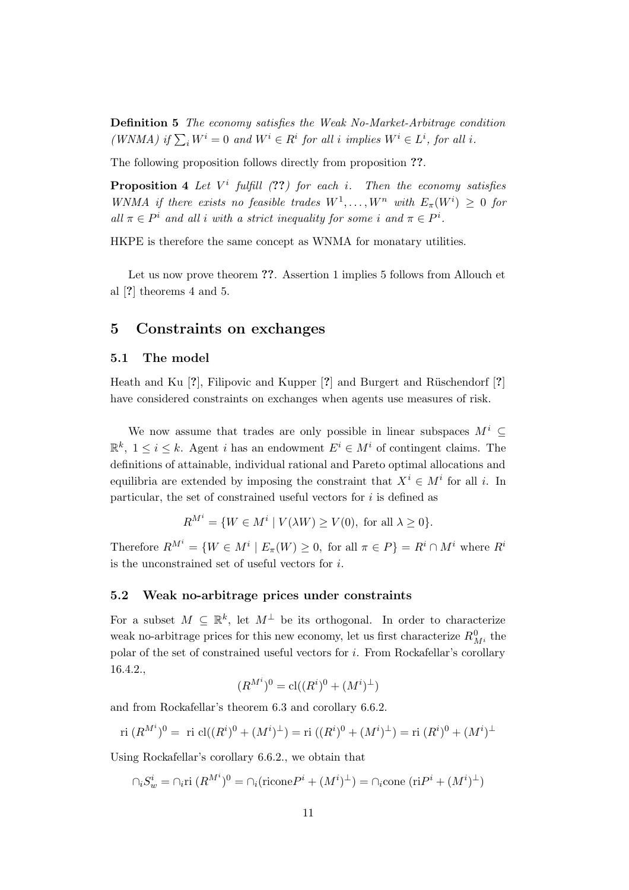**Definition 5** *The economy satisfies the Weak No-Market-Arbitrage condition (WNMA) if $\sum_i W^i = 0$ and $W^i \in R^i$ for all $i$ implies $W^i \in L^i$, for all $i$.*

The following proposition follows directly from proposition **??**.

**Proposition 4** *Let $V^i$ fulfill (**??**) for each $i$. Then the economy satisfies WNMA if there exists no feasible trades $W^1, \ldots, W^n$ with $E_\pi(W^i) \geq 0$ for all $\pi \in P^i$ and all $i$ with a strict inequality for some $i$ and $\pi \in P^i$.*

HKPE is therefore the same concept as WNMA for monatary utilities.

Let us now prove theorem **??**. Assertion 1 implies 5 follows from Allouch et al [**?**] theorems 4 and 5.

## 5 Constraints on exchanges

### 5.1 The model

Heath and Ku [**?**], Filipovic and Kupper [**?**] and Burgert and Rüschendorf [**?**] have considered constraints on exchanges when agents use measures of risk.

We now assume that trades are only possible in linear subspaces $M^i \subseteq \mathbb{R}^k$, $1 \leq i \leq k$. Agent $i$ has an endowment $E^i \in M^i$ of contingent claims. The definitions of attainable, individual rational and Pareto optimal allocations and equilibria are extended by imposing the constraint that $X^i \in M^i$ for all $i$. In particular, the set of constrained useful vectors for $i$ is defined as

$$R^{M^i} = \{W \in M^i \mid V(\lambda W) \geq V(0), \text{ for all } \lambda \geq 0\}.$$

Therefore $R^{M^i} = \{W \in M^i \mid E_\pi(W) \geq 0, \text{ for all } \pi \in P\} = R^i \cap M^i$ where $R^i$ is the unconstrained set of useful vectors for $i$.

### 5.2 Weak no-arbitrage prices under constraints

For a subset $M \subseteq \mathbb{R}^k$, let $M^\perp$ be its orthogonal. In order to characterize weak no-arbitrage prices for this new economy, let us first characterize $R^0_{M^i}$ the polar of the set of constrained useful vectors for $i$. From Rockafellar's corollary 16.4.2.,

$$(R^{M^i})^0 = \text{cl}((R^i)^0 + (M^i)^\perp)$$

and from Rockafellar's theorem 6.3 and corollary 6.6.2.

$$\text{ri } (R^{M^i})^0 = \text{ ri cl}((R^i)^0 + (M^i)^\perp) = \text{ri } ((R^i)^0 + (M^i)^\perp) = \text{ri } (R^i)^0 + (M^i)^\perp$$

Using Rockafellar's corollary 6.6.2., we obtain that

$$\cap_i S^i_w = \cap_i \text{ri } (R^{M^i})^0 = \cap_i (\text{ricone} P^i + (M^i)^\perp) = \cap_i \text{cone } (\text{ri} P^i + (M^i)^\perp)$$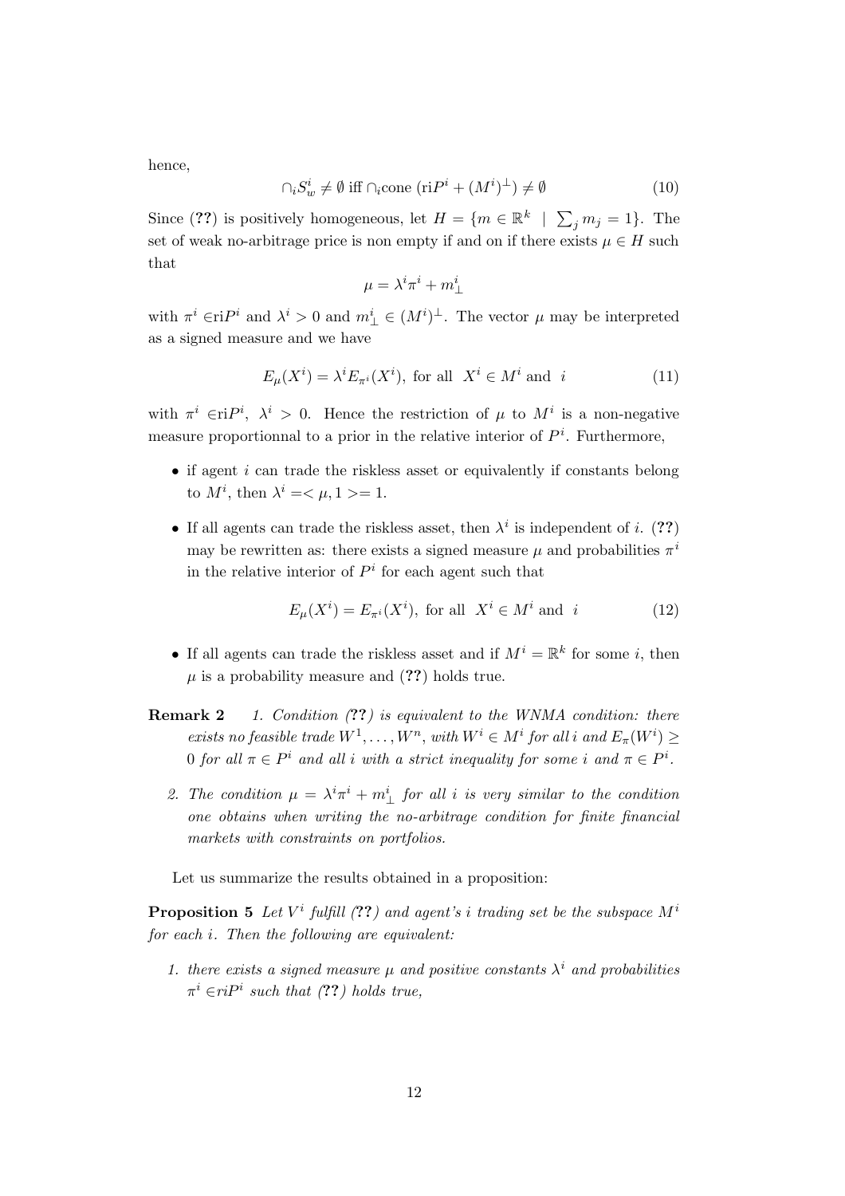hence,

$$\cap_i S_w^i \neq \emptyset \text{ iff } \cap_i \text{cone} \left(\text{ri}P^i + (M^i)^\perp\right) \neq \emptyset \tag{10}$$

Since (**??**) is positively homogeneous, let $H = \{m \in \mathbb{R}^k \mid \sum_j m_j = 1\}$. The set of weak no-arbitrage price is non empty if and on if there exists $\mu \in H$ such that

$$\mu = \lambda^i \pi^i + m_\perp^i$$

with $\pi^i \in \text{ri}P^i$ and $\lambda^i > 0$ and $m_\perp^i \in (M^i)^\perp$. The vector $\mu$ may be interpreted as a signed measure and we have

$$E_\mu(X^i) = \lambda^i E_{\pi^i}(X^i), \text{ for all } X^i \in M^i \text{ and } i \tag{11}$$

with $\pi^i \in \text{ri}P^i$, $\lambda^i > 0$. Hence the restriction of $\mu$ to $M^i$ is a non-negative measure proportionnal to a prior in the relative interior of $P^i$. Furthermore,

- if agent $i$ can trade the riskless asset or equivalently if constants belong to $M^i$, then $\lambda^i = <\mu, 1> = 1$.
- If all agents can trade the riskless asset, then $\lambda^i$ is independent of $i$. (**??**) may be rewritten as: there exists a signed measure $\mu$ and probabilities $\pi^i$ in the relative interior of $P^i$ for each agent such that

$$E_\mu(X^i) = E_{\pi^i}(X^i), \text{ for all } X^i \in M^i \text{ and } i \tag{12}$$

- If all agents can trade the riskless asset and if $M^i = \mathbb{R}^k$ for some $i$, then $\mu$ is a probability measure and (**??**) holds true.

**Remark 2** *1. Condition (**??**) is equivalent to the WNMA condition: there exists no feasible trade $W^1, \ldots, W^n$, with $W^i \in M^i$ for all $i$ and $E_\pi(W^i) \geq 0$ for all $\pi \in P^i$ and all $i$ with a strict inequality for some $i$ and $\pi \in P^i$.*

*2. The condition $\mu = \lambda^i \pi^i + m_\perp^i$ for all $i$ is very similar to the condition one obtains when writing the no-arbitrage condition for finite financial markets with constraints on portfolios.*

Let us summarize the results obtained in a proposition:

**Proposition 5** *Let $V^i$ fulfill (**??**) and agent's $i$ trading set be the subspace $M^i$ for each $i$. Then the following are equivalent:*

1. *there exists a signed measure $\mu$ and positive constants $\lambda^i$ and probabilities $\pi^i \in riP^i$ such that (**??**) holds true,*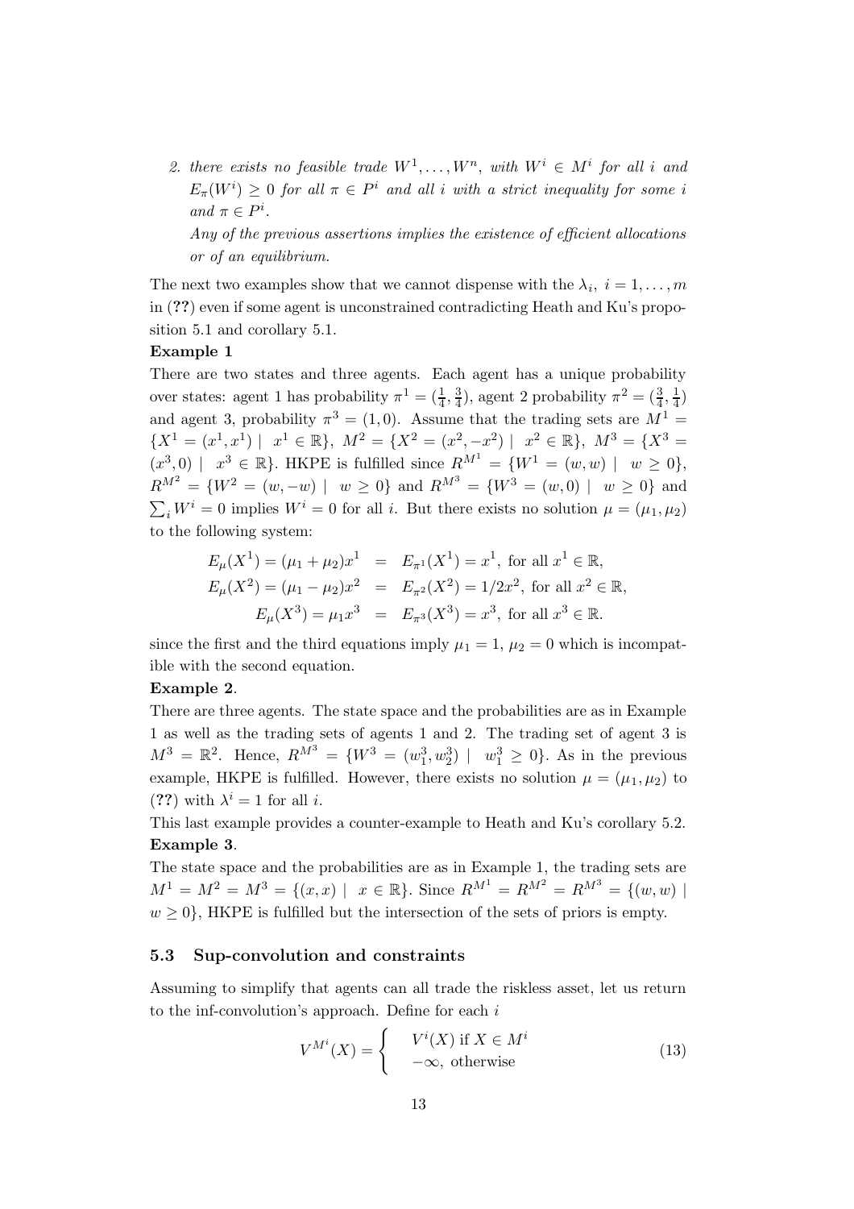2. *there exists no feasible trade $W^1, \ldots, W^n$, with $W^i \in M^i$ for all $i$ and $E_\pi(W^i) \geq 0$ for all $\pi \in P^i$ and all $i$ with a strict inequality for some $i$ and $\pi \in P^i$.*

   *Any of the previous assertions implies the existence of efficient allocations or of an equilibrium.*

The next two examples show that we cannot dispense with the $\lambda_i$, $i = 1, \ldots, m$ in (**??**) even if some agent is unconstrained contradicting Heath and Ku's proposition 5.1 and corollary 5.1.

**Example 1**

There are two states and three agents. Each agent has a unique probability over states: agent 1 has probability $\pi^1 = (\frac{1}{4}, \frac{3}{4})$, agent 2 probability $\pi^2 = (\frac{3}{4}, \frac{1}{4})$ and agent 3, probability $\pi^3 = (1, 0)$. Assume that the trading sets are $M^1 = \{X^1 = (x^1, x^1) \mid x^1 \in \mathbb{R}\}$, $M^2 = \{X^2 = (x^2, -x^2) \mid x^2 \in \mathbb{R}\}$, $M^3 = \{X^3 = (x^3, 0) \mid x^3 \in \mathbb{R}\}$. HKPE is fulfilled since $R^{M^1} = \{W^1 = (w, w) \mid w \geq 0\}$, $R^{M^2} = \{W^2 = (w, -w) \mid w \geq 0\}$ and $R^{M^3} = \{W^3 = (w, 0) \mid w \geq 0\}$ and $\sum_i W^i = 0$ implies $W^i = 0$ for all $i$. But there exists no solution $\mu = (\mu_1, \mu_2)$ to the following system:

$$
\begin{aligned}
E_\mu(X^1) = (\mu_1 + \mu_2)x^1 &= E_{\pi^1}(X^1) = x^1, \text{ for all } x^1 \in \mathbb{R}, \\
E_\mu(X^2) = (\mu_1 - \mu_2)x^2 &= E_{\pi^2}(X^2) = 1/2x^2, \text{ for all } x^2 \in \mathbb{R}, \\
E_\mu(X^3) = \mu_1 x^3 &= E_{\pi^3}(X^3) = x^3, \text{ for all } x^3 \in \mathbb{R}.
\end{aligned}
$$

since the first and the third equations imply $\mu_1 = 1$, $\mu_2 = 0$ which is incompatible with the second equation.

**Example 2**.

There are three agents. The state space and the probabilities are as in Example 1 as well as the trading sets of agents 1 and 2. The trading set of agent 3 is $M^3 = \mathbb{R}^2$. Hence, $R^{M^3} = \{W^3 = (w_1^3, w_2^3) \mid w_1^3 \geq 0\}$. As in the previous example, HKPE is fulfilled. However, there exists no solution $\mu = (\mu_1, \mu_2)$ to (**??**) with $\lambda^i = 1$ for all $i$.

This last example provides a counter-example to Heath and Ku's corollary 5.2.

**Example 3**.

The state space and the probabilities are as in Example 1, the trading sets are $M^1 = M^2 = M^3 = \{(x, x) \mid x \in \mathbb{R}\}$. Since $R^{M^1} = R^{M^2} = R^{M^3} = \{(w, w) \mid w \geq 0\}$, HKPE is fulfilled but the intersection of the sets of priors is empty.

### 5.3 Sup-convolution and constraints

Assuming to simplify that agents can all trade the riskless asset, let us return to the inf-convolution's approach. Define for each $i$

$$
V^{M^i}(X) = \begin{cases} V^i(X) \text{ if } X \in M^i \\ -\infty, \text{ otherwise} \end{cases} \tag{13}
$$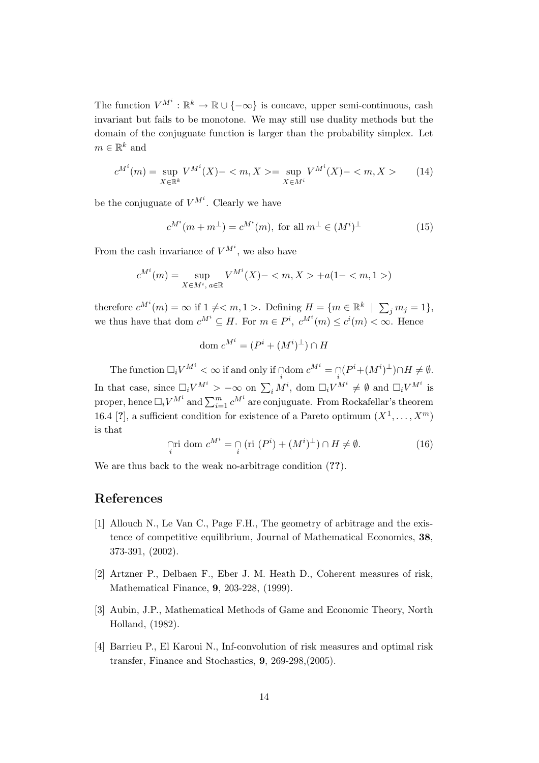The function $V^{M^i} : \mathbb{R}^k \to \mathbb{R} \cup \{-\infty\}$ is concave, upper semi-continuous, cash invariant but fails to be monotone. We may still use duality methods but the domain of the conjuguate function is larger than the probability simplex. Let $m \in \mathbb{R}^k$ and

$$c^{M^i}(m) = \sup_{X \in \mathbb{R}^k} V^{M^i}(X) - < m, X > = \sup_{X \in M^i} V^{M^i}(X) - < m, X > \tag{14}$$

be the conjuguate of $V^{M^i}$. Clearly we have

$$c^{M^i}(m + m^\perp) = c^{M^i}(m), \text{ for all } m^\perp \in (M^i)^\perp \tag{15}$$

From the cash invariance of $V^{M^i}$, we also have

$$c^{M^i}(m) = \sup_{X \in M^i,\, a \in \mathbb{R}} V^{M^i}(X) - < m, X > + a(1 - < m, 1 >)$$

therefore $c^{M^i}(m) = \infty$ if $1 \neq < m, 1 >$. Defining $H = \{m \in \mathbb{R}^k \mid \sum_j m_j = 1\}$, we thus have that dom $c^{M^i} \subseteq H$. For $m \in P^i$, $c^{M^i}(m) \leq c^i(m) < \infty$. Hence

$$\text{dom } c^{M^i} = (P^i + (M^i)^\perp) \cap H$$

The function $\Box_i V^{M^i} < \infty$ if and only if $\bigcap_i \text{dom } c^{M^i} = \bigcap_i (P^i + (M^i)^\perp) \cap H \neq \emptyset$. In that case, since $\Box_i V^{M^i} > -\infty$ on $\sum_i M^i$, dom $\Box_i V^{M^i} \neq \emptyset$ and $\Box_i V^{M^i}$ is proper, hence $\Box_i V^{M^i}$ and $\sum_{i=1}^m c^{M^i}$ are conjuguate. From Rockafellar's theorem 16.4 [?], a sufficient condition for existence of a Pareto optimum $(X^1, \ldots, X^m)$ is that

$$\bigcap_i \text{ri dom } c^{M^i} = \bigcap_i (\text{ri } (P^i) + (M^i)^\perp) \cap H \neq \emptyset. \tag{16}$$

We are thus back to the weak no-arbitrage condition (??).

## References

[1] Allouch N., Le Van C., Page F.H., The geometry of arbitrage and the existence of competitive equilibrium, Journal of Mathematical Economics, **38**, 373-391, (2002).

[2] Artzner P., Delbaen F., Eber J. M. Heath D., Coherent measures of risk, Mathematical Finance, **9**, 203-228, (1999).

[3] Aubin, J.P., Mathematical Methods of Game and Economic Theory, North Holland, (1982).

[4] Barrieu P., El Karoui N., Inf-convolution of risk measures and optimal risk transfer, Finance and Stochastics, **9**, 269-298,(2005).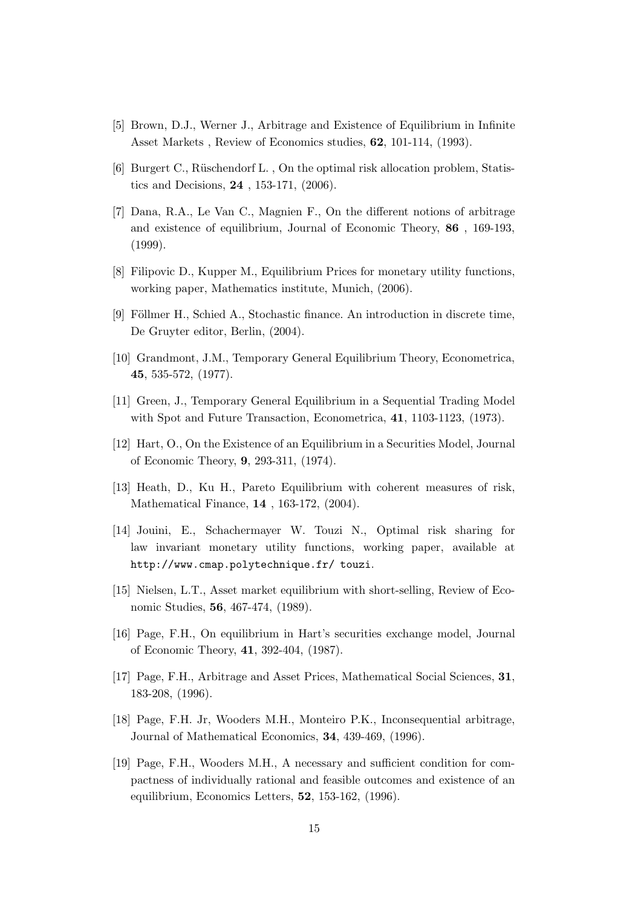[5] Brown, D.J., Werner J., Arbitrage and Existence of Equilibrium in Infinite Asset Markets , Review of Economics studies, **62**, 101-114, (1993).

[6] Burgert C., Rüschendorf L. , On the optimal risk allocation problem, Statistics and Decisions, **24** , 153-171, (2006).

[7] Dana, R.A., Le Van C., Magnien F., On the different notions of arbitrage and existence of equilibrium, Journal of Economic Theory, **86** , 169-193, (1999).

[8] Filipovic D., Kupper M., Equilibrium Prices for monetary utility functions, working paper, Mathematics institute, Munich, (2006).

[9] Föllmer H., Schied A., Stochastic finance. An introduction in discrete time, De Gruyter editor, Berlin, (2004).

[10] Grandmont, J.M., Temporary General Equilibrium Theory, Econometrica, **45**, 535-572, (1977).

[11] Green, J., Temporary General Equilibrium in a Sequential Trading Model with Spot and Future Transaction, Econometrica, **41**, 1103-1123, (1973).

[12] Hart, O., On the Existence of an Equilibrium in a Securities Model, Journal of Economic Theory, **9**, 293-311, (1974).

[13] Heath, D., Ku H., Pareto Equilibrium with coherent measures of risk, Mathematical Finance, **14** , 163-172, (2004).

[14] Jouini, E., Schachermayer W. Touzi N., Optimal risk sharing for law invariant monetary utility functions, working paper, available at `http://www.cmap.polytechnique.fr/ touzi`.

[15] Nielsen, L.T., Asset market equilibrium with short-selling, Review of Economic Studies, **56**, 467-474, (1989).

[16] Page, F.H., On equilibrium in Hart's securities exchange model, Journal of Economic Theory, **41**, 392-404, (1987).

[17] Page, F.H., Arbitrage and Asset Prices, Mathematical Social Sciences, **31**, 183-208, (1996).

[18] Page, F.H. Jr, Wooders M.H., Monteiro P.K., Inconsequential arbitrage, Journal of Mathematical Economics, **34**, 439-469, (1996).

[19] Page, F.H., Wooders M.H., A necessary and sufficient condition for compactness of individually rational and feasible outcomes and existence of an equilibrium, Economics Letters, **52**, 153-162, (1996).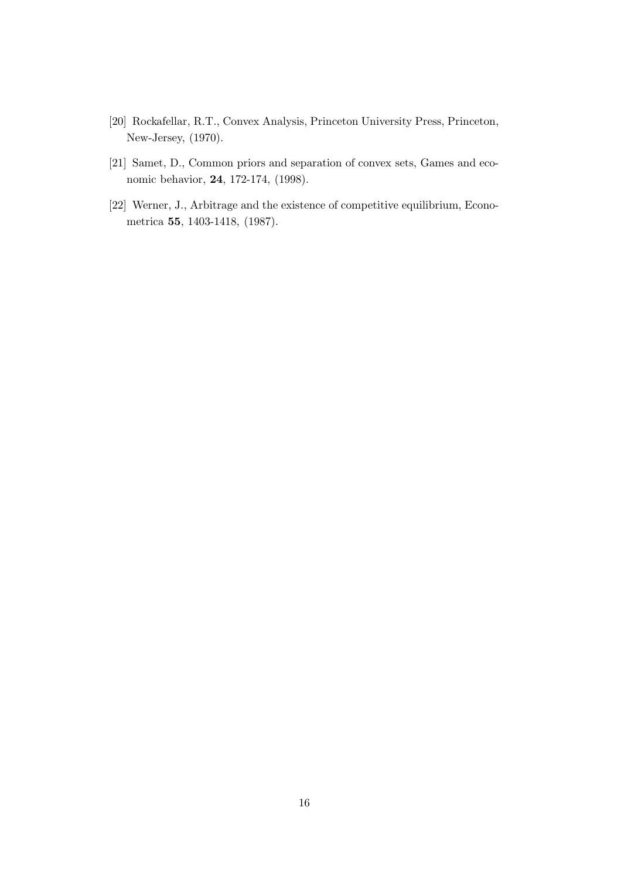[20] Rockafellar, R.T., Convex Analysis, Princeton University Press, Princeton, New-Jersey, (1970).

[21] Samet, D., Common priors and separation of convex sets, Games and economic behavior, **24**, 172-174, (1998).

[22] Werner, J., Arbitrage and the existence of competitive equilibrium, Econometrica **55**, 1403-1418, (1987).